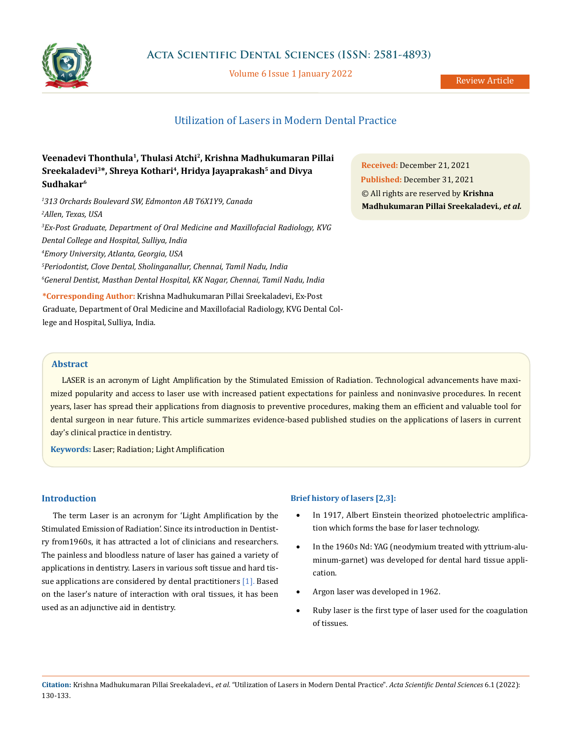Review Article

# Utilization of Lasers in Modern Dental Practice

**Veenadevi Thonthula[1], Thulasi Atchi[2], Krishna Madhukumaran Pillai Sreekaladevi[3]*, Shreya Kothari[4], Hridya Jayaprakash[5] and Divya Sudhakar[6]**

[1]*313 Orchards Boulevard SW, Edmonton AB T6X1Y9, Canada*

[2]*Allen, Texas, USA*

[3]*Ex-Post Graduate, Department of Oral Medicine and Maxillofacial Radiology, KVG Dental College and Hospital, Sulliya, India*

[4]*Emory University, Atlanta, Georgia, USA*

[5]*Periodontist, Clove Dental, Sholinganallur, Chennai, Tamil Nadu, India*

[6]*General Dentist, Masthan Dental Hospital, KK Nagar, Chennai, Tamil Nadu, India*

**\*Corresponding Author:** Krishna Madhukumaran Pillai Sreekaladevi, Ex-Post Graduate, Department of Oral Medicine and Maxillofacial Radiology, KVG Dental College and Hospital, Sulliya, India.

**Received:** December 21, 2021
**Published:** December 31, 2021
© All rights are reserved by **Krishna Madhukumaran Pillai Sreekaladevi.*, et al.***

## Abstract

LASER is an acronym of Light Amplification by the Stimulated Emission of Radiation. Technological advancements have maximized popularity and access to laser use with increased patient expectations for painless and noninvasive procedures. In recent years, laser has spread their applications from diagnosis to preventive procedures, making them an efficient and valuable tool for dental surgeon in near future. This article summarizes evidence-based published studies on the applications of lasers in current day's clinical practice in dentistry.

**Keywords:** Laser; Radiation; Light Amplification

## Introduction

The term Laser is an acronym for 'Light Amplification by the Stimulated Emission of Radiation'. Since its introduction in Dentistry from1960s, it has attracted a lot of clinicians and researchers. The painless and bloodless nature of laser has gained a variety of applications in dentistry. Lasers in various soft tissue and hard tissue applications are considered by dental practitioners [1]. Based on the laser's nature of interaction with oral tissues, it has been used as an adjunctive aid in dentistry.

### Brief history of lasers [2,3]:

- In 1917, Albert Einstein theorized photoelectric amplification which forms the base for laser technology.
- In the 1960s Nd: YAG (neodymium treated with yttrium-aluminum-garnet) was developed for dental hard tissue application.
- Argon laser was developed in 1962.
- Ruby laser is the first type of laser used for the coagulation of tissues.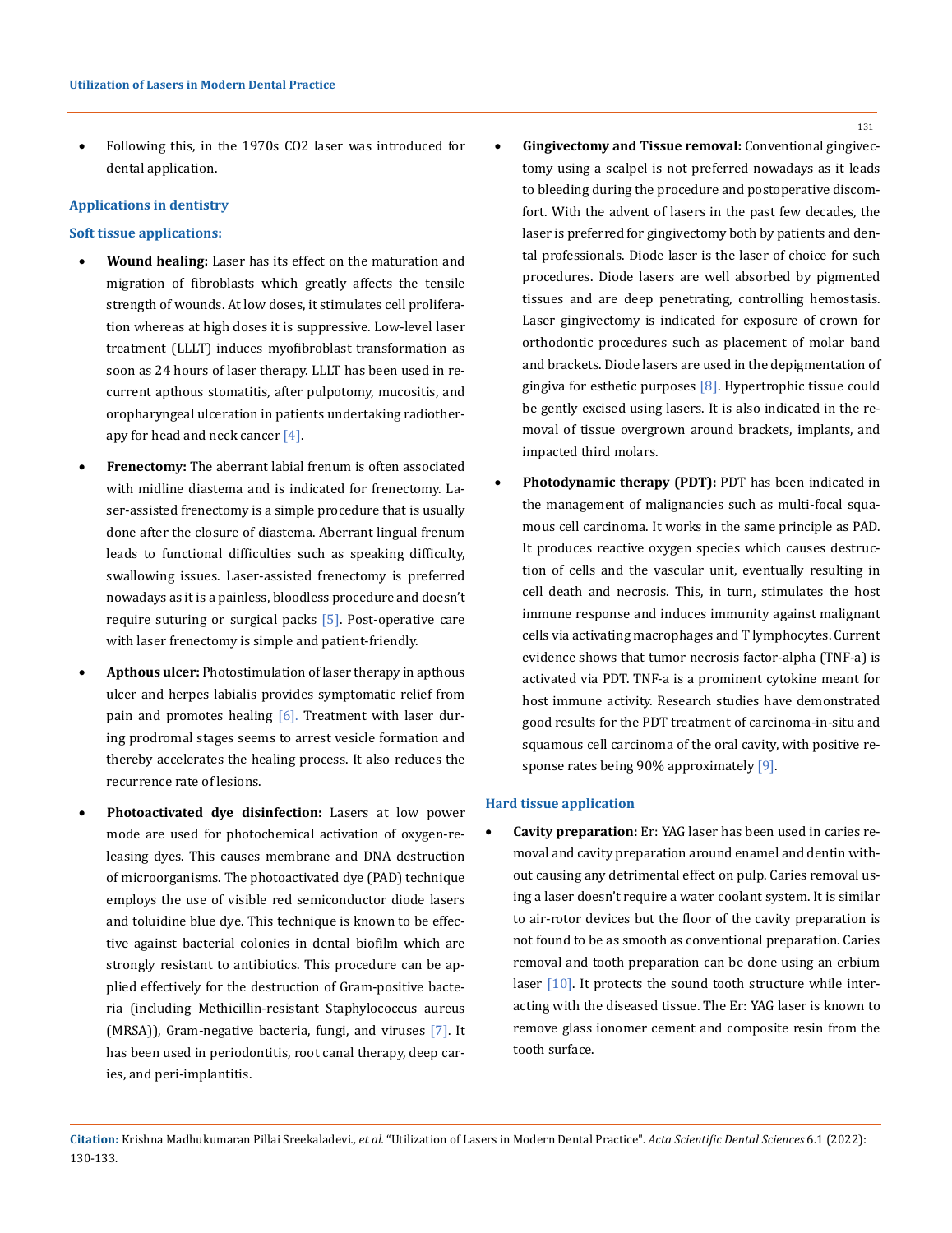- Following this, in the 1970s $CO_2$ laser was introduced for dental application.

## Applications in dentistry

### Soft tissue applications:

- **Wound healing:** Laser has its effect on the maturation and migration of fibroblasts which greatly affects the tensile strength of wounds. At low doses, it stimulates cell proliferation whereas at high doses it is suppressive. Low-level laser treatment (LLLT) induces myofibroblast transformation as soon as 24 hours of laser therapy. LLLT has been used in recurrent apthous stomatitis, after pulpotomy, mucositis, and oropharyngeal ulceration in patients undertaking radiotherapy for head and neck cancer [4].
- **Frenectomy:** The aberrant labial frenum is often associated with midline diastema and is indicated for frenectomy. Laser-assisted frenectomy is a simple procedure that is usually done after the closure of diastema. Aberrant lingual frenum leads to functional difficulties such as speaking difficulty, swallowing issues. Laser-assisted frenectomy is preferred nowadays as it is a painless, bloodless procedure and doesn't require suturing or surgical packs [5]. Post-operative care with laser frenectomy is simple and patient-friendly.
- **Apthous ulcer:** Photostimulation of laser therapy in apthous ulcer and herpes labialis provides symptomatic relief from pain and promotes healing [6]. Treatment with laser during prodromal stages seems to arrest vesicle formation and thereby accelerates the healing process. It also reduces the recurrence rate of lesions.
- **Photoactivated dye disinfection:** Lasers at low power mode are used for photochemical activation of oxygen-releasing dyes. This causes membrane and DNA destruction of microorganisms. The photoactivated dye (PAD) technique employs the use of visible red semiconductor diode lasers and toluidine blue dye. This technique is known to be effective against bacterial colonies in dental biofilm which are strongly resistant to antibiotics. This procedure can be applied effectively for the destruction of Gram-positive bacteria (including Methicillin-resistant Staphylococcus aureus (MRSA)), Gram-negative bacteria, fungi, and viruses [7]. It has been used in periodontitis, root canal therapy, deep caries, and peri-implantitis.
- **Gingivectomy and Tissue removal:** Conventional gingivectomy using a scalpel is not preferred nowadays as it leads to bleeding during the procedure and postoperative discomfort. With the advent of lasers in the past few decades, the laser is preferred for gingivectomy both by patients and dental professionals. Diode laser is the laser of choice for such procedures. Diode lasers are well absorbed by pigmented tissues and are deep penetrating, controlling hemostasis. Laser gingivectomy is indicated for exposure of crown for orthodontic procedures such as placement of molar band and brackets. Diode lasers are used in the depigmentation of gingiva for esthetic purposes [8]. Hypertrophic tissue could be gently excised using lasers. It is also indicated in the removal of tissue overgrown around brackets, implants, and impacted third molars.
- **Photodynamic therapy (PDT):** PDT has been indicated in the management of malignancies such as multi-focal squamous cell carcinoma. It works in the same principle as PAD. It produces reactive oxygen species which causes destruction of cells and the vascular unit, eventually resulting in cell death and necrosis. This, in turn, stimulates the host immune response and induces immunity against malignant cells via activating macrophages and T lymphocytes. Current evidence shows that tumor necrosis factor-alpha (TNF-a) is activated via PDT. TNF-a is a prominent cytokine meant for host immune activity. Research studies have demonstrated good results for the PDT treatment of carcinoma-in-situ and squamous cell carcinoma of the oral cavity, with positive response rates being 90% approximately [9].

### Hard tissue application

- **Cavity preparation:** Er: YAG laser has been used in caries removal and cavity preparation around enamel and dentin without causing any detrimental effect on pulp. Caries removal using a laser doesn't require a water coolant system. It is similar to air-rotor devices but the floor of the cavity preparation is not found to be as smooth as conventional preparation. Caries removal and tooth preparation can be done using an erbium laser [10]. It protects the sound tooth structure while interacting with the diseased tissue. The Er: YAG laser is known to remove glass ionomer cement and composite resin from the tooth surface.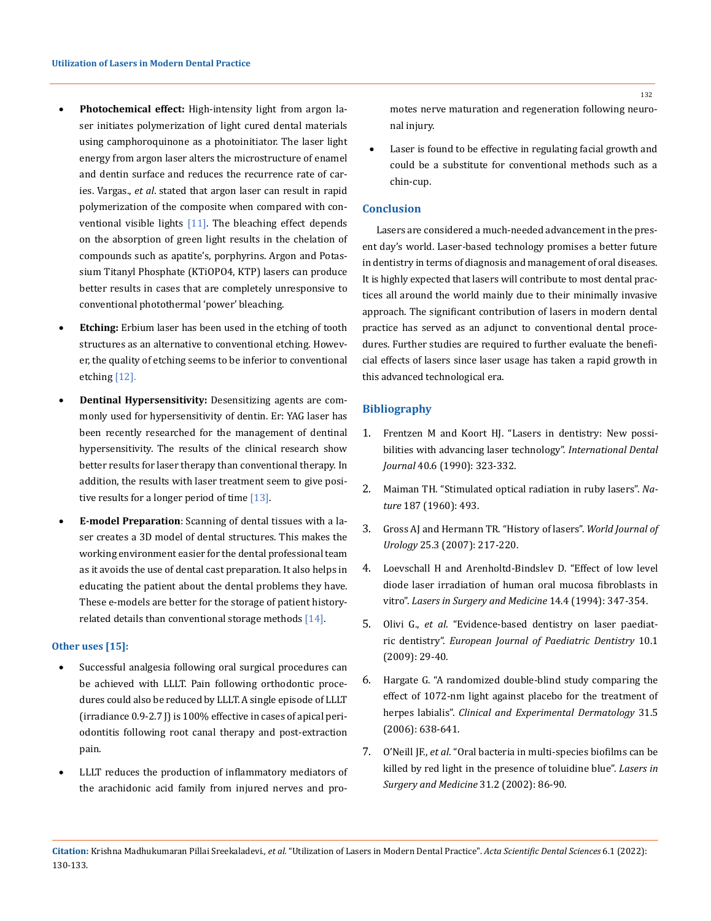- **Photochemical effect:** High-intensity light from argon laser initiates polymerization of light cured dental materials using camphoroquinone as a photoinitiator. The laser light energy from argon laser alters the microstructure of enamel and dentin surface and reduces the recurrence rate of caries. Vargas., *et al*. stated that argon laser can result in rapid polymerization of the composite when compared with conventional visible lights [11]. The bleaching effect depends on the absorption of green light results in the chelation of compounds such as apatite's, porphyrins. Argon and Potassium Titanyl Phosphate (KTiOPO4, KTP) lasers can produce better results in cases that are completely unresponsive to conventional photothermal 'power' bleaching.
- **Etching:** Erbium laser has been used in the etching of tooth structures as an alternative to conventional etching. However, the quality of etching seems to be inferior to conventional etching [12].
- **Dentinal Hypersensitivity:** Desensitizing agents are commonly used for hypersensitivity of dentin. Er: YAG laser has been recently researched for the management of dentinal hypersensitivity. The results of the clinical research show better results for laser therapy than conventional therapy. In addition, the results with laser treatment seem to give positive results for a longer period of time [13].
- **E-model Preparation**: Scanning of dental tissues with a laser creates a 3D model of dental structures. This makes the working environment easier for the dental professional team as it avoids the use of dental cast preparation. It also helps in educating the patient about the dental problems they have. These e-models are better for the storage of patient history-related details than conventional storage methods [14].

### Other uses [15]:

- Successful analgesia following oral surgical procedures can be achieved with LLLT. Pain following orthodontic procedures could also be reduced by LLLT. A single episode of LLLT (irradiance 0.9-2.7 J) is 100% effective in cases of apical periodontitis following root canal therapy and post-extraction pain.
- LLLT reduces the production of inflammatory mediators of the arachidonic acid family from injured nerves and promotes nerve maturation and regeneration following neuronal injury.
- Laser is found to be effective in regulating facial growth and could be a substitute for conventional methods such as a chin-cup.

## Conclusion

Lasers are considered a much-needed advancement in the present day's world. Laser-based technology promises a better future in dentistry in terms of diagnosis and management of oral diseases. It is highly expected that lasers will contribute to most dental practices all around the world mainly due to their minimally invasive approach. The significant contribution of lasers in modern dental practice has served as an adjunct to conventional dental procedures. Further studies are required to further evaluate the beneficial effects of lasers since laser usage has taken a rapid growth in this advanced technological era.

## Bibliography

1. Frentzen M and Koort HJ. "Lasers in dentistry: New possibilities with advancing laser technology". *International Dental Journal* 40.6 (1990): 323-332.
2. Maiman TH. "Stimulated optical radiation in ruby lasers". *Nature* 187 (1960): 493.
3. Gross AJ and Hermann TR. "History of lasers". *World Journal of Urology* 25.3 (2007): 217-220.
4. Loevschall H and Arenholtd-Bindslev D. "Effect of low level diode laser irradiation of human oral mucosa fibroblasts in vitro". *Lasers in Surgery and Medicine* 14.4 (1994): 347-354.
5. Olivi G., *et al.* "Evidence-based dentistry on laser paediatric dentistry". *European Journal of Paediatric Dentistry* 10.1 (2009): 29-40.
6. Hargate G. "A randomized double-blind study comparing the effect of 1072-nm light against placebo for the treatment of herpes labialis". *Clinical and Experimental Dermatology* 31.5 (2006): 638-641.
7. O'Neill JF., *et al*. "Oral bacteria in multi-species biofilms can be killed by red light in the presence of toluidine blue". *Lasers in Surgery and Medicine* 31.2 (2002): 86-90.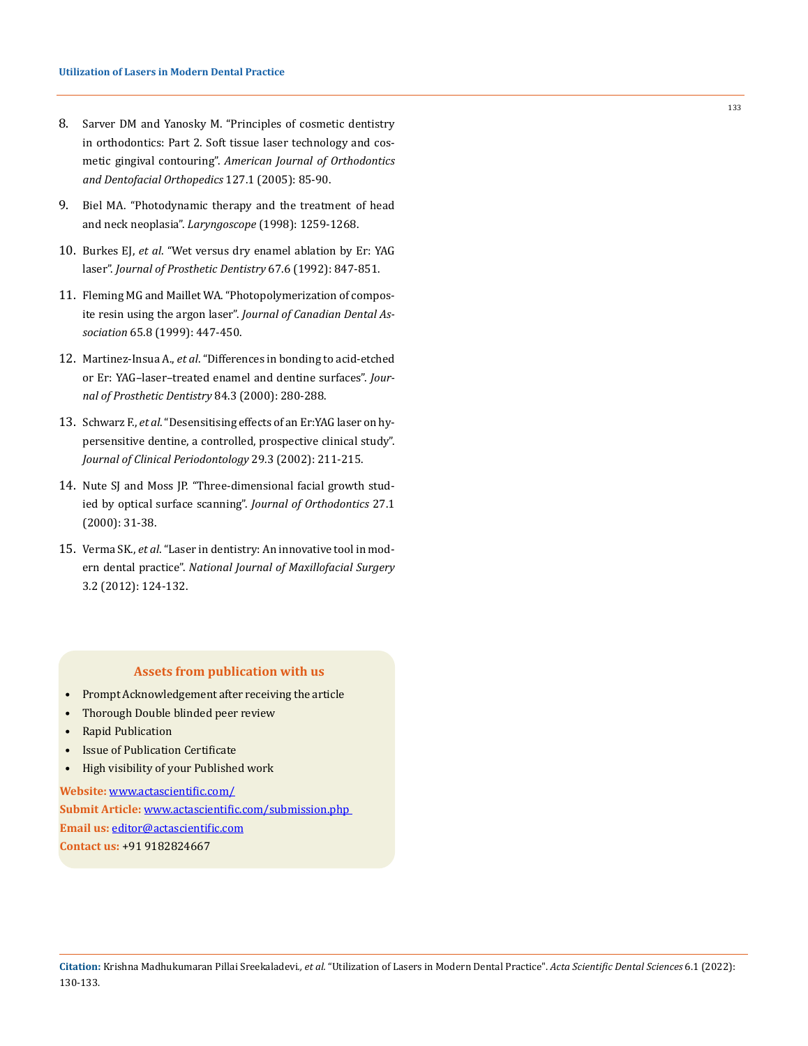8. Sarver DM and Yanosky M. "Principles of cosmetic dentistry in orthodontics: Part 2. Soft tissue laser technology and cosmetic gingival contouring". *American Journal of Orthodontics and Dentofacial Orthopedics* 127.1 (2005): 85-90.
9. Biel MA. "Photodynamic therapy and the treatment of head and neck neoplasia". *Laryngoscope* (1998): 1259-1268.
10. Burkes EJ, *et al*. "Wet versus dry enamel ablation by Er: YAG laser". *Journal of Prosthetic Dentistry* 67.6 (1992): 847-851.
11. Fleming MG and Maillet WA. "Photopolymerization of composite resin using the argon laser". *Journal of Canadian Dental Association* 65.8 (1999): 447-450.
12. Martinez-Insua A., *et al*. "Differences in bonding to acid-etched or Er: YAG–laser–treated enamel and dentine surfaces". *Journal of Prosthetic Dentistry* 84.3 (2000): 280-288.
13. Schwarz F., *et al*. "Desensitising effects of an Er:YAG laser on hypersensitive dentine, a controlled, prospective clinical study". *Journal of Clinical Periodontology* 29.3 (2002): 211-215.
14. Nute SJ and Moss JP. "Three-dimensional facial growth studied by optical surface scanning". *Journal of Orthodontics* 27.1 (2000): 31-38.
15. Verma SK., *et al*. "Laser in dentistry: An innovative tool in modern dental practice". *National Journal of Maxillofacial Surgery* 3.2 (2012): 124-132.

**Assets from publication with us**

- Prompt Acknowledgement after receiving the article
- Thorough Double blinded peer review
- Rapid Publication
- Issue of Publication Certificate
- High visibility of your Published work

**Website:** www.actascientific.com/
**Submit Article:** www.actascientific.com/submission.php
**Email us:** editor@actascientific.com
**Contact us:** +91 9182824667